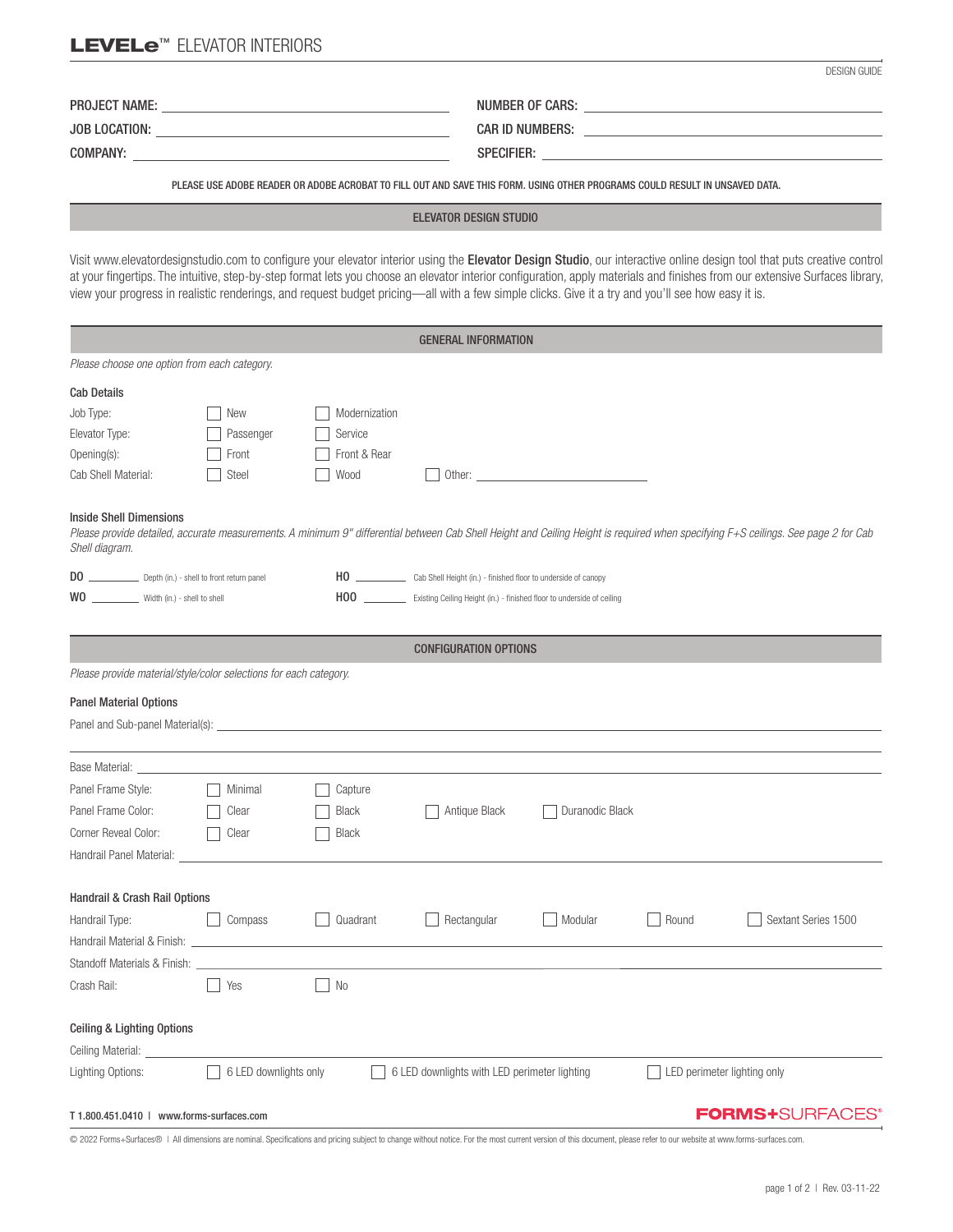# LEVELe™ ELEVATOR INTERIORS

DESIGN GUIDE

PROJECT NAME: ______________________

NUMBER OF CARS: ______________________

JOB LOCATION: ______________________

CAR ID NUMBERS: ______________________

COMPANY: ______________________

SPECIFIER: ______________________

PLEASE USE ADOBE READER OR ADOBE ACROBAT TO FILL OUT AND SAVE THIS FORM. USING OTHER PROGRAMS COULD RESULT IN UNSAVED DATA.

## ELEVATOR DESIGN STUDIO

Visit www.elevatordesignstudio.com to configure your elevator interior using the **Elevator Design Studio**, our interactive online design tool that puts creative control at your fingertips. The intuitive, step-by-step format lets you choose an elevator interior configuration, apply materials and finishes from our extensive Surfaces library, view your progress in realistic renderings, and request budget pricing—all with a few simple clicks. Give it a try and you'll see how easy it is.

## GENERAL INFORMATION

*Please choose one option from each category.*

### Cab Details

Job Type: ☐ New ☐ Modernization

Elevator Type: ☐ Passenger ☐ Service

Opening(s): ☐ Front ☐ Front & Rear

Cab Shell Material: ☐ Steel ☐ Wood ☐ Other: ______________________

### Inside Shell Dimensions

*Please provide detailed, accurate measurements. A minimum 9" differential between Cab Shell Height and Ceiling Height is required when specifying F+S ceilings. See page 2 for Cab Shell diagram.*

D0 ________ Depth (in.) - shell to front return panel

W0 ________ Width (in.) - shell to shell

H0 ________ Cab Shell Height (in.) - finished floor to underside of canopy

H00 ________ Existing Ceiling Height (in.) - finished floor to underside of ceiling

## CONFIGURATION OPTIONS

*Please provide material/style/color selections for each category.*

### Panel Material Options

Panel and Sub-panel Material(s): ______________________

______________________

Base Material: ______________________

Panel Frame Style: ☐ Minimal ☐ Capture

Panel Frame Color: ☐ Clear ☐ Black ☐ Antique Black ☐ Duranodic Black

Corner Reveal Color: ☐ Clear ☐ Black

Handrail Panel Material: ______________________

### Handrail & Crash Rail Options

Handrail Type: ☐ Compass ☐ Quadrant ☐ Rectangular ☐ Modular ☐ Round ☐ Sextant Series 1500

Handrail Material & Finish: ______________________

Standoff Materials & Finish: ______________________

Crash Rail: ☐ Yes ☐ No

### Ceiling & Lighting Options

Ceiling Material: ______________________

Lighting Options: ☐ 6 LED downlights only ☐ 6 LED downlights with LED perimeter lighting ☐ LED perimeter lighting only

T 1.800.451.0410 | www.forms-surfaces.com

FORMS+SURFACES®

© 2022 Forms+Surfaces® | All dimensions are nominal. Specifications and pricing subject to change without notice. For the most current version of this document, please refer to our website at www.forms-surfaces.com.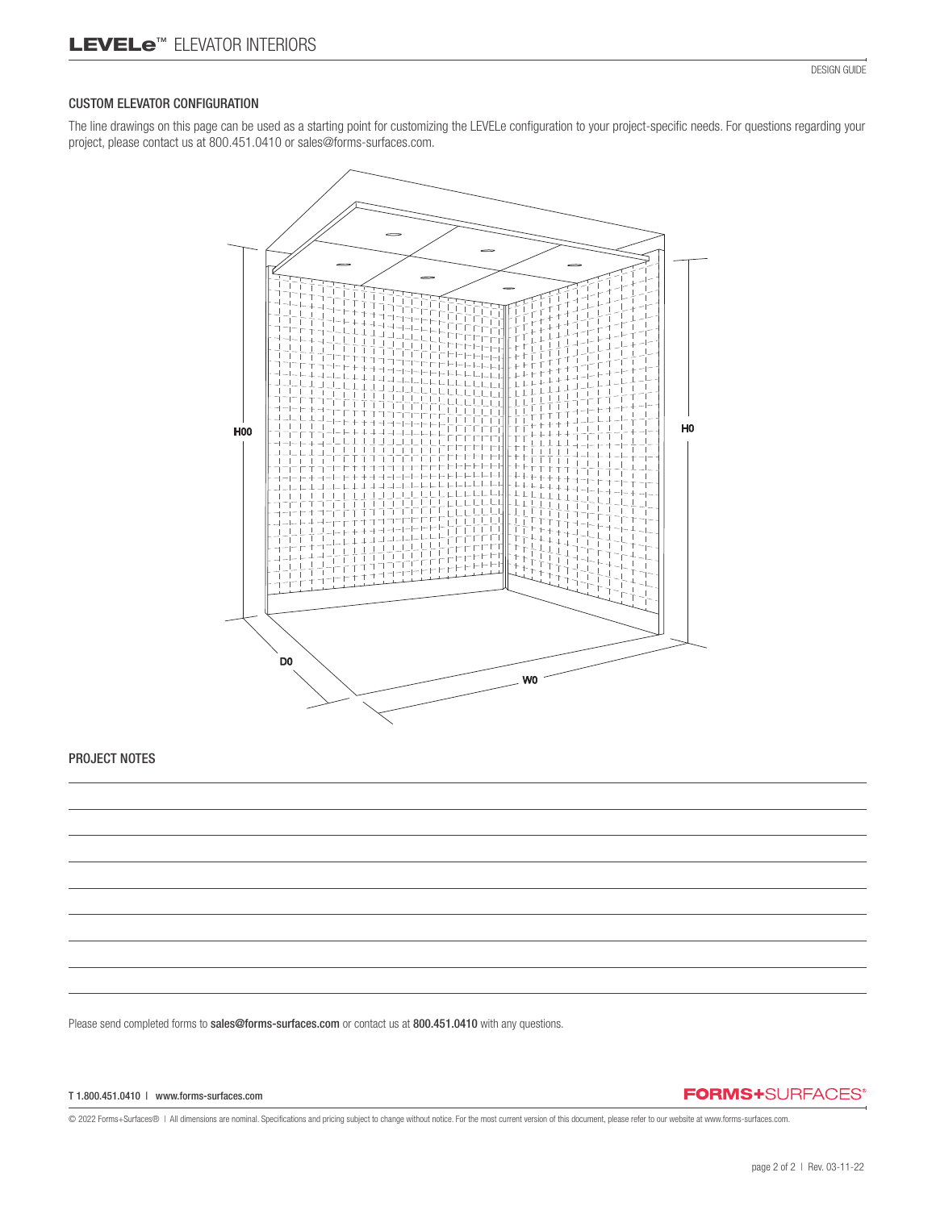## CUSTOM ELEVATOR CONFIGURATION

The line drawings on this page can be used as a starting point for customizing the LEVELe configuration to your project-specific needs. For questions regarding your project, please contact us at 800.451.0410 or sales@forms-surfaces.com.

H00

H0

D0

W0

## PROJECT NOTES

Please send completed forms to **sales@forms-surfaces.com** or contact us at **800.451.0410** with any questions.

© 2022 Forms+Surfaces® | All dimensions are nominal. Specifications and pricing subject to change without notice. For the most current version of this document, please refer to our website at www.forms-surfaces.com.